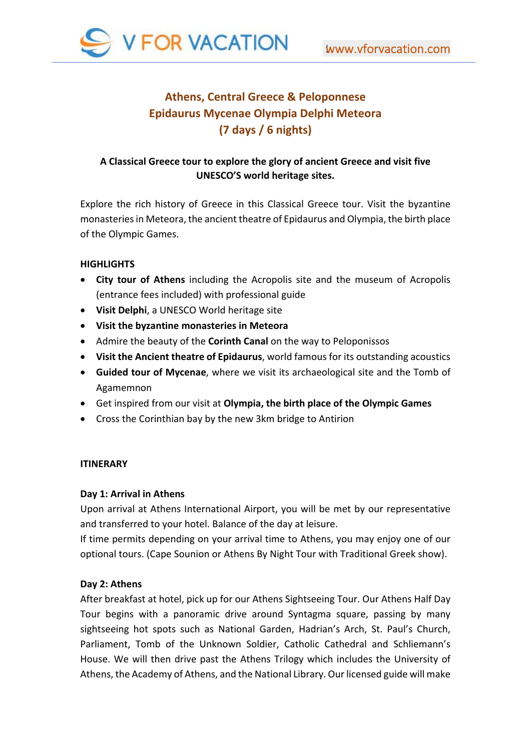# Athens, Central Greece & Peloponnese
## Epidaurus Mycenae Olympia Delphi Meteora
## (7 days / 6 nights)

**A Classical Greece tour to explore the glory of ancient Greece and visit five UNESCO'S world heritage sites.**

Explore the rich history of Greece in this Classical Greece tour. Visit the byzantine monasteries in Meteora, the ancient theatre of Epidaurus and Olympia, the birth place of the Olympic Games.

**HIGHLIGHTS**

- **City tour of Athens** including the Acropolis site and the museum of Acropolis (entrance fees included) with professional guide
- **Visit Delphi**, a UNESCO World heritage site
- **Visit the byzantine monasteries in Meteora**
- Admire the beauty of the **Corinth Canal** on the way to Peloponissos
- **Visit the Ancient theatre of Epidaurus**, world famous for its outstanding acoustics
- **Guided tour of Mycenae**, where we visit its archaeological site and the Tomb of Agamemnon
- Get inspired from our visit at **Olympia, the birth place of the Olympic Games**
- Cross the Corinthian bay by the new 3km bridge to Antirion

**ITINERARY**

**Day 1: Arrival in Athens**

Upon arrival at Athens International Airport, you will be met by our representative and transferred to your hotel. Balance of the day at leisure.
If time permits depending on your arrival time to Athens, you may enjoy one of our optional tours. (Cape Sounion or Athens By Night Tour with Traditional Greek show).

**Day 2: Athens**

After breakfast at hotel, pick up for our Athens Sightseeing Tour. Our Athens Half Day Tour begins with a panoramic drive around Syntagma square, passing by many sightseeing hot spots such as National Garden, Hadrian's Arch, St. Paul's Church, Parliament, Tomb of the Unknown Soldier, Catholic Cathedral and Schliemann's House. We will then drive past the Athens Trilogy which includes the University of Athens, the Academy of Athens, and the National Library. Our licensed guide will make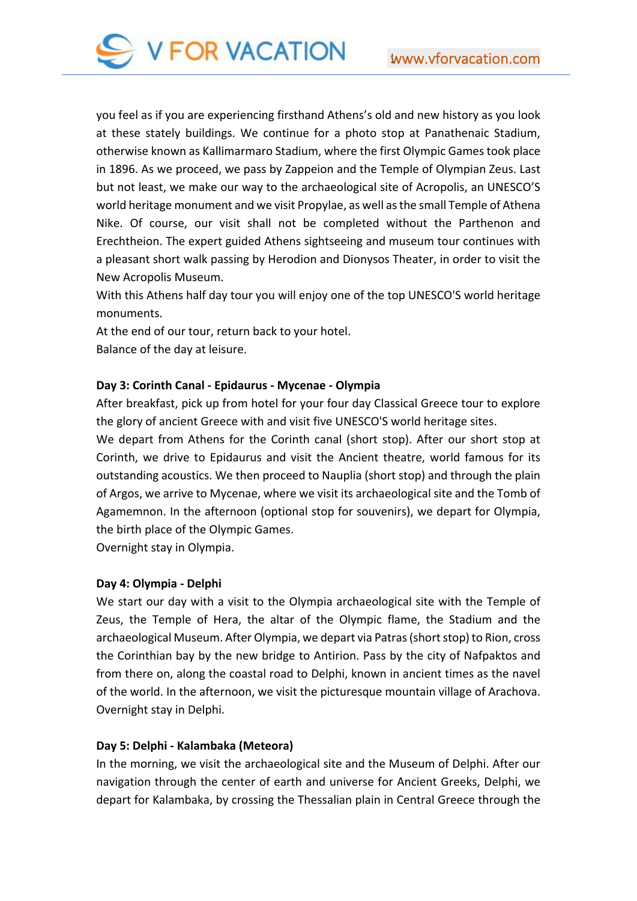you feel as if you are experiencing firsthand Athens's old and new history as you look at these stately buildings. We continue for a photo stop at Panathenaic Stadium, otherwise known as Kallimarmaro Stadium, where the first Olympic Games took place in 1896. As we proceed, we pass by Zappeion and the Temple of Olympian Zeus. Last but not least, we make our way to the archaeological site of Acropolis, an UNESCO'S world heritage monument and we visit Propylae, as well as the small Temple of Athena Nike. Of course, our visit shall not be completed without the Parthenon and Erechtheion. The expert guided Athens sightseeing and museum tour continues with a pleasant short walk passing by Herodion and Dionysos Theater, in order to visit the New Acropolis Museum.

With this Athens half day tour you will enjoy one of the top UNESCO'S world heritage monuments.

At the end of our tour, return back to your hotel.

Balance of the day at leisure.

**Day 3: Corinth Canal - Epidaurus - Mycenae - Olympia**

After breakfast, pick up from hotel for your four day Classical Greece tour to explore the glory of ancient Greece with and visit five UNESCO'S world heritage sites.

We depart from Athens for the Corinth canal (short stop). After our short stop at Corinth, we drive to Epidaurus and visit the Ancient theatre, world famous for its outstanding acoustics. We then proceed to Nauplia (short stop) and through the plain of Argos, we arrive to Mycenae, where we visit its archaeological site and the Tomb of Agamemnon. In the afternoon (optional stop for souvenirs), we depart for Olympia, the birth place of the Olympic Games.

Overnight stay in Olympia.

**Day 4: Olympia - Delphi**

We start our day with a visit to the Olympia archaeological site with the Temple of Zeus, the Temple of Hera, the altar of the Olympic flame, the Stadium and the archaeological Museum. After Olympia, we depart via Patras (short stop) to Rion, cross the Corinthian bay by the new bridge to Antirion. Pass by the city of Nafpaktos and from there on, along the coastal road to Delphi, known in ancient times as the navel of the world. In the afternoon, we visit the picturesque mountain village of Arachova.

Overnight stay in Delphi.

**Day 5: Delphi - Kalambaka (Meteora)**

In the morning, we visit the archaeological site and the Museum of Delphi. After our navigation through the center of earth and universe for Ancient Greeks, Delphi, we depart for Kalambaka, by crossing the Thessalian plain in Central Greece through the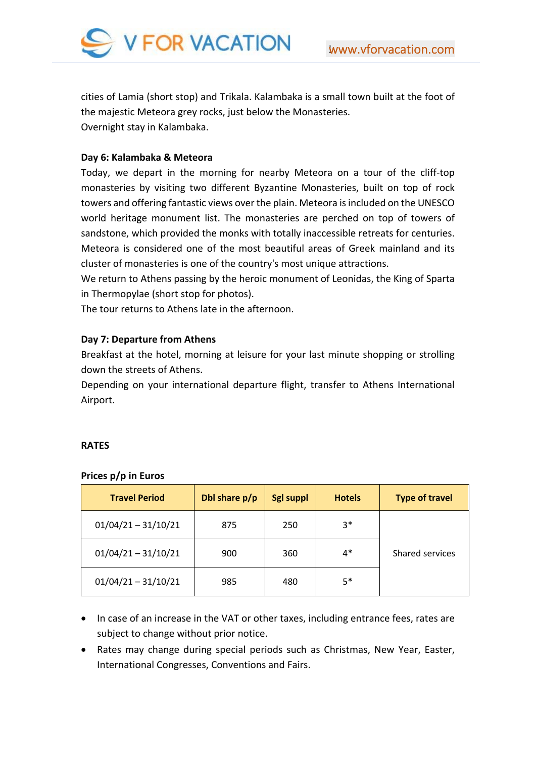cities of Lamia (short stop) and Trikala. Kalambaka is a small town built at the foot of the majestic Meteora grey rocks, just below the Monasteries.
Overnight stay in Kalambaka.

**Day 6: Kalambaka & Meteora**

Today, we depart in the morning for nearby Meteora on a tour of the cliff-top monasteries by visiting two different Byzantine Monasteries, built on top of rock towers and offering fantastic views over the plain. Meteora is included on the UNESCO world heritage monument list. The monasteries are perched on top of towers of sandstone, which provided the monks with totally inaccessible retreats for centuries. Meteora is considered one of the most beautiful areas of Greek mainland and its cluster of monasteries is one of the country's most unique attractions.
We return to Athens passing by the heroic monument of Leonidas, the King of Sparta in Thermopylae (short stop for photos).
The tour returns to Athens late in the afternoon.

**Day 7: Departure from Athens**

Breakfast at the hotel, morning at leisure for your last minute shopping or strolling down the streets of Athens.
Depending on your international departure flight, transfer to Athens International Airport.

**RATES**

**Prices p/p in Euros**

| Travel Period | Dbl share p/p | Sgl suppl | Hotels | Type of travel |
|---|---|---|---|---|
| 01/04/21 – 31/10/21 | 875 | 250 | 3* | Shared services |
| 01/04/21 – 31/10/21 | 900 | 360 | 4* | |
| 01/04/21 – 31/10/21 | 985 | 480 | 5* | |

- In case of an increase in the VAT or other taxes, including entrance fees, rates are subject to change without prior notice.
- Rates may change during special periods such as Christmas, New Year, Easter, International Congresses, Conventions and Fairs.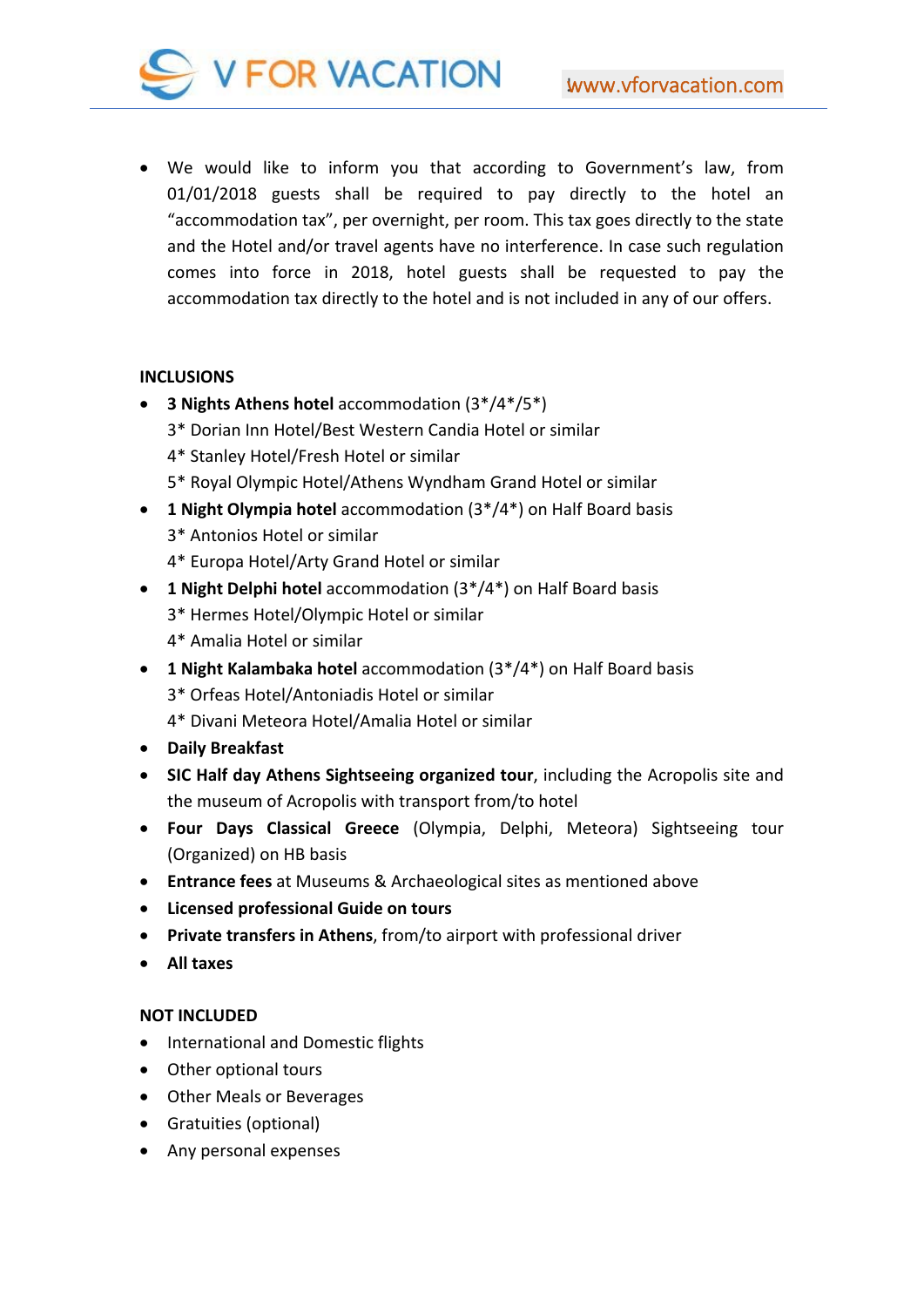- We would like to inform you that according to Government's law, from 01/01/2018 guests shall be required to pay directly to the hotel an "accommodation tax", per overnight, per room. This tax goes directly to the state and the Hotel and/or travel agents have no interference. In case such regulation comes into force in 2018, hotel guests shall be requested to pay the accommodation tax directly to the hotel and is not included in any of our offers.

**INCLUSIONS**

- **3 Nights Athens hotel** accommodation (3*/4*/5*)
  3* Dorian Inn Hotel/Best Western Candia Hotel or similar
  4* Stanley Hotel/Fresh Hotel or similar
  5* Royal Olympic Hotel/Athens Wyndham Grand Hotel or similar
- **1 Night Olympia hotel** accommodation (3*/4*) on Half Board basis
  3* Antonios Hotel or similar
  4* Europa Hotel/Arty Grand Hotel or similar
- **1 Night Delphi hotel** accommodation (3*/4*) on Half Board basis
  3* Hermes Hotel/Olympic Hotel or similar
  4* Amalia Hotel or similar
- **1 Night Kalambaka hotel** accommodation (3*/4*) on Half Board basis
  3* Orfeas Hotel/Antoniadis Hotel or similar
  4* Divani Meteora Hotel/Amalia Hotel or similar
- **Daily Breakfast**
- **SIC Half day Athens Sightseeing organized tour**, including the Acropolis site and the museum of Acropolis with transport from/to hotel
- **Four Days Classical Greece** (Olympia, Delphi, Meteora) Sightseeing tour (Organized) on HB basis
- **Entrance fees** at Museums & Archaeological sites as mentioned above
- **Licensed professional Guide on tours**
- **Private transfers in Athens**, from/to airport with professional driver
- **All taxes**

**NOT INCLUDED**

- International and Domestic flights
- Other optional tours
- Other Meals or Beverages
- Gratuities (optional)
- Any personal expenses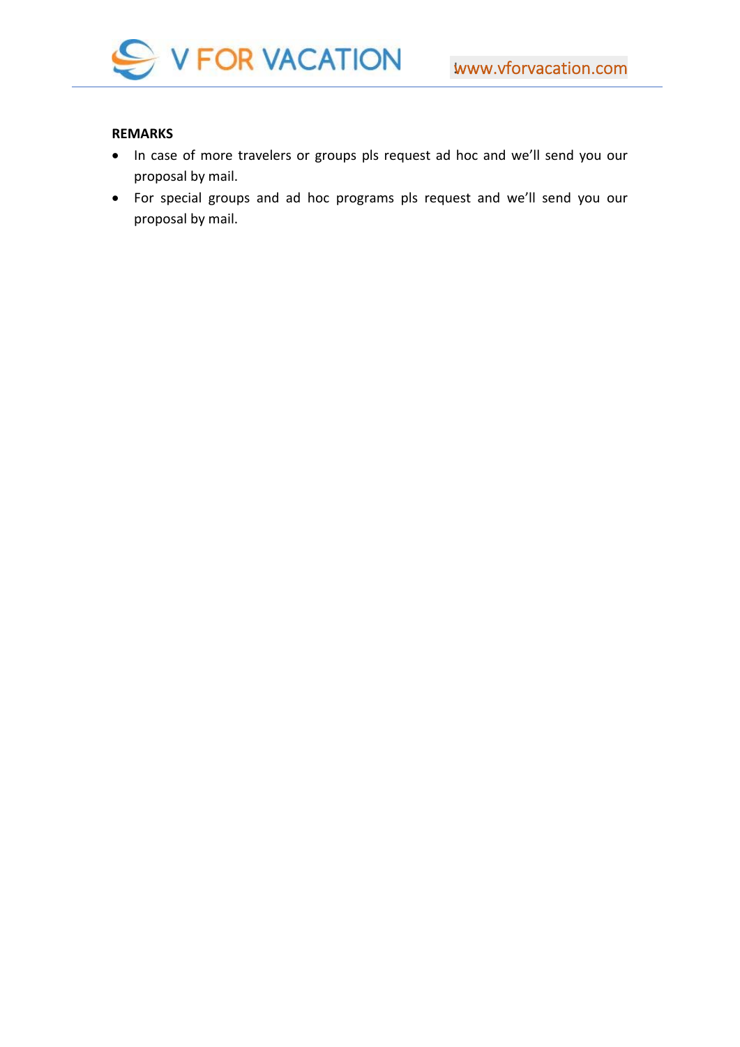**REMARKS**

- In case of more travelers or groups pls request ad hoc and we'll send you our proposal by mail.
- For special groups and ad hoc programs pls request and we'll send you our proposal by mail.